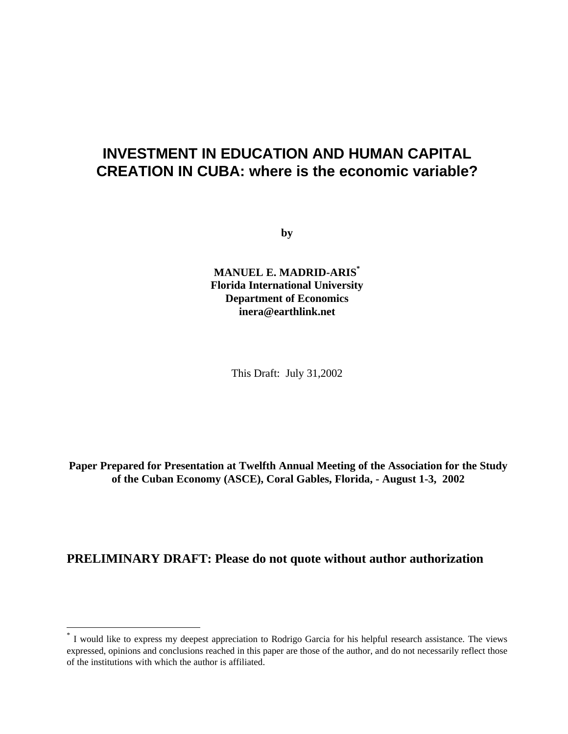# INVESTMENT IN EDUCATION AND HUMAN CAPITAL CREATION IN CUBA: where is the economic variable?

**by**

**MANUEL E. MADRID-ARIS***
**Florida International University**
**Department of Economics**
**inera@earthlink.net**

This Draft: July 31,2002

**Paper Prepared for Presentation at Twelfth Annual Meeting of the Association for the Study of the Cuban Economy (ASCE), Coral Gables, Florida, - August 1-3, 2002**

**PRELIMINARY DRAFT: Please do not quote without author authorization**

---

* I would like to express my deepest appreciation to Rodrigo Garcia for his helpful research assistance. The views expressed, opinions and conclusions reached in this paper are those of the author, and do not necessarily reflect those of the institutions with which the author is affiliated.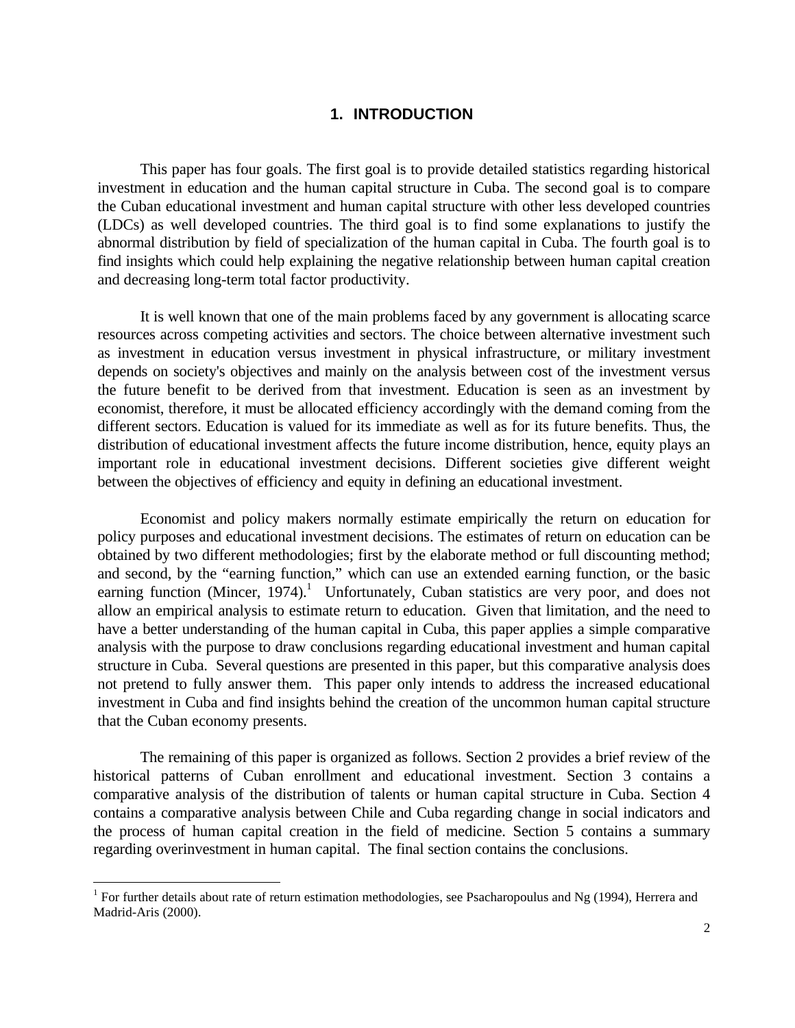## 1. INTRODUCTION

This paper has four goals. The first goal is to provide detailed statistics regarding historical investment in education and the human capital structure in Cuba. The second goal is to compare the Cuban educational investment and human capital structure with other less developed countries (LDCs) as well developed countries. The third goal is to find some explanations to justify the abnormal distribution by field of specialization of the human capital in Cuba. The fourth goal is to find insights which could help explaining the negative relationship between human capital creation and decreasing long-term total factor productivity.

It is well known that one of the main problems faced by any government is allocating scarce resources across competing activities and sectors. The choice between alternative investment such as investment in education versus investment in physical infrastructure, or military investment depends on society's objectives and mainly on the analysis between cost of the investment versus the future benefit to be derived from that investment. Education is seen as an investment by economist, therefore, it must be allocated efficiency accordingly with the demand coming from the different sectors. Education is valued for its immediate as well as for its future benefits. Thus, the distribution of educational investment affects the future income distribution, hence, equity plays an important role in educational investment decisions. Different societies give different weight between the objectives of efficiency and equity in defining an educational investment.

Economist and policy makers normally estimate empirically the return on education for policy purposes and educational investment decisions. The estimates of return on education can be obtained by two different methodologies; first by the elaborate method or full discounting method; and second, by the "earning function," which can use an extended earning function, or the basic earning function (Mincer, 1974).[1] Unfortunately, Cuban statistics are very poor, and does not allow an empirical analysis to estimate return to education. Given that limitation, and the need to have a better understanding of the human capital in Cuba, this paper applies a simple comparative analysis with the purpose to draw conclusions regarding educational investment and human capital structure in Cuba. Several questions are presented in this paper, but this comparative analysis does not pretend to fully answer them. This paper only intends to address the increased educational investment in Cuba and find insights behind the creation of the uncommon human capital structure that the Cuban economy presents.

The remaining of this paper is organized as follows. Section 2 provides a brief review of the historical patterns of Cuban enrollment and educational investment. Section 3 contains a comparative analysis of the distribution of talents or human capital structure in Cuba. Section 4 contains a comparative analysis between Chile and Cuba regarding change in social indicators and the process of human capital creation in the field of medicine. Section 5 contains a summary regarding overinvestment in human capital. The final section contains the conclusions.

[1] For further details about rate of return estimation methodologies, see Psacharopoulus and Ng (1994), Herrera and Madrid-Aris (2000).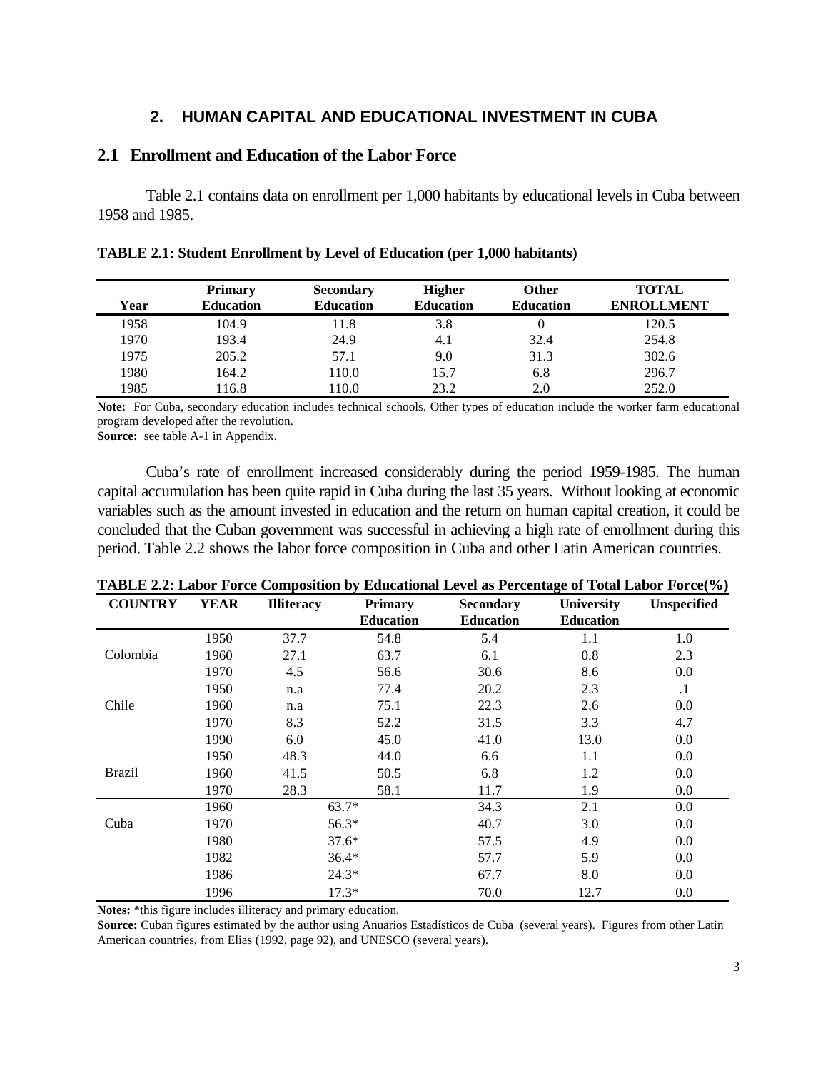## 2. HUMAN CAPITAL AND EDUCATIONAL INVESTMENT IN CUBA

### 2.1 Enrollment and Education of the Labor Force

Table 2.1 contains data on enrollment per 1,000 habitants by educational levels in Cuba between 1958 and 1985.

**TABLE 2.1: Student Enrollment by Level of Education (per 1,000 habitants)**

| Year | Primary Education | Secondary Education | Higher Education | Other Education | TOTAL ENROLLMENT |
|---|---|---|---|---|---|
| 1958 | 104.9 | 11.8 | 3.8 | 0 | 120.5 |
| 1970 | 193.4 | 24.9 | 4.1 | 32.4 | 254.8 |
| 1975 | 205.2 | 57.1 | 9.0 | 31.3 | 302.6 |
| 1980 | 164.2 | 110.0 | 15.7 | 6.8 | 296.7 |
| 1985 | 116.8 | 110.0 | 23.2 | 2.0 | 252.0 |

**Note:** For Cuba, secondary education includes technical schools. Other types of education include the worker farm educational program developed after the revolution.
**Source:** see table A-1 in Appendix.

Cuba's rate of enrollment increased considerably during the period 1959-1985. The human capital accumulation has been quite rapid in Cuba during the last 35 years. Without looking at economic variables such as the amount invested in education and the return on human capital creation, it could be concluded that the Cuban government was successful in achieving a high rate of enrollment during this period. Table 2.2 shows the labor force composition in Cuba and other Latin American countries.

**TABLE 2.2: Labor Force Composition by Educational Level as Percentage of Total Labor Force(%)**

| COUNTRY | YEAR | Illiteracy | Primary Education | Secondary Education | University Education | Unspecified |
|---|---|---|---|---|---|---|
| Colombia | 1950 | 37.7 | 54.8 | 5.4 | 1.1 | 1.0 |
| | 1960 | 27.1 | 63.7 | 6.1 | 0.8 | 2.3 |
| | 1970 | 4.5 | 56.6 | 30.6 | 8.6 | 0.0 |
| Chile | 1950 | n.a | 77.4 | 20.2 | 2.3 | .1 |
| | 1960 | n.a | 75.1 | 22.3 | 2.6 | 0.0 |
| | 1970 | 8.3 | 52.2 | 31.5 | 3.3 | 4.7 |
| | 1990 | 6.0 | 45.0 | 41.0 | 13.0 | 0.0 |
| Brazil | 1950 | 48.3 | 44.0 | 6.6 | 1.1 | 0.0 |
| | 1960 | 41.5 | 50.5 | 6.8 | 1.2 | 0.0 |
| | 1970 | 28.3 | 58.1 | 11.7 | 1.9 | 0.0 |
| Cuba | 1960 | 63.7* | | 34.3 | 2.1 | 0.0 |
| | 1970 | 56.3* | | 40.7 | 3.0 | 0.0 |
| | 1980 | 37.6* | | 57.5 | 4.9 | 0.0 |
| | 1982 | 36.4* | | 57.7 | 5.9 | 0.0 |
| | 1986 | 24.3* | | 67.7 | 8.0 | 0.0 |
| | 1996 | 17.3* | | 70.0 | 12.7 | 0.0 |

**Notes:** *this figure includes illiteracy and primary education.
**Source:** Cuban figures estimated by the author using Anuarios Estadísticos de Cuba (several years). Figures from other Latin American countries, from Elias (1992, page 92), and UNESCO (several years).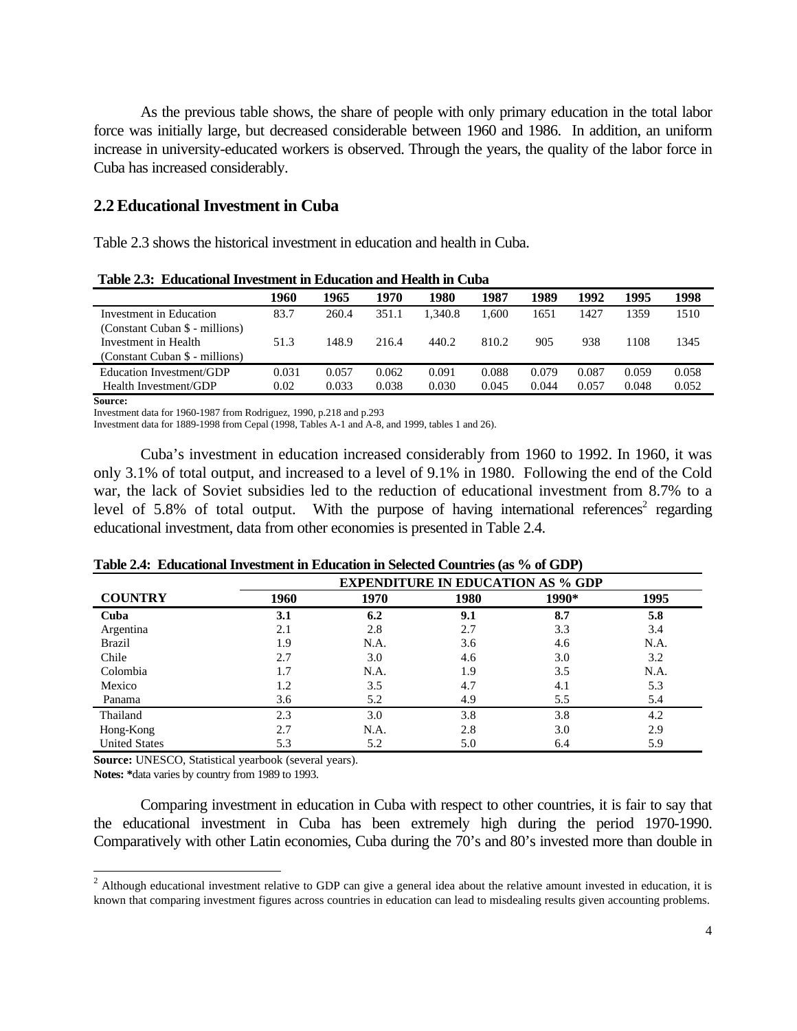As the previous table shows, the share of people with only primary education in the total labor force was initially large, but decreased considerable between 1960 and 1986. In addition, an uniform increase in university-educated workers is observed. Through the years, the quality of the labor force in Cuba has increased considerably.

## 2.2 Educational Investment in Cuba

Table 2.3 shows the historical investment in education and health in Cuba.

**Table 2.3: Educational Investment in Education and Health in Cuba**

| | 1960 | 1965 | 1970 | 1980 | 1987 | 1989 | 1992 | 1995 | 1998 |
|---|---|---|---|---|---|---|---|---|---|
| Investment in Education (Constant Cuban $ - millions) | 83.7 | 260.4 | 351.1 | 1,340.8 | 1,600 | 1651 | 1427 | 1359 | 1510 |
| Investment in Health (Constant Cuban $ - millions) | 51.3 | 148.9 | 216.4 | 440.2 | 810.2 | 905 | 938 | 1108 | 1345 |
| Education Investment/GDP | 0.031 | 0.057 | 0.062 | 0.091 | 0.088 | 0.079 | 0.087 | 0.059 | 0.058 |
| Health Investment/GDP | 0.02 | 0.033 | 0.038 | 0.030 | 0.045 | 0.044 | 0.057 | 0.048 | 0.052 |

**Source:**
Investment data for 1960-1987 from Rodriguez, 1990, p.218 and p.293
Investment data for 1889-1998 from Cepal (1998, Tables A-1 and A-8, and 1999, tables 1 and 26).

Cuba's investment in education increased considerably from 1960 to 1992. In 1960, it was only 3.1% of total output, and increased to a level of 9.1% in 1980. Following the end of the Cold war, the lack of Soviet subsidies led to the reduction of educational investment from 8.7% to a level of 5.8% of total output. With the purpose of having international references[2] regarding educational investment, data from other economies is presented in Table 2.4.

**Table 2.4: Educational Investment in Education in Selected Countries (as % of GDP)**

| | EXPENDITURE IN EDUCATION AS % GDP | | | | |
|---|---|---|---|---|---|
| **COUNTRY** | **1960** | **1970** | **1980** | **1990*** | **1995** |
| **Cuba** | **3.1** | **6.2** | **9.1** | **8.7** | **5.8** |
| Argentina | 2.1 | 2.8 | 2.7 | 3.3 | 3.4 |
| Brazil | 1.9 | N.A. | 3.6 | 4.6 | N.A. |
| Chile | 2.7 | 3.0 | 4.6 | 3.0 | 3.2 |
| Colombia | 1.7 | N.A. | 1.9 | 3.5 | N.A. |
| Mexico | 1.2 | 3.5 | 4.7 | 4.1 | 5.3 |
| Panama | 3.6 | 5.2 | 4.9 | 5.5 | 5.4 |
| Thailand | 2.3 | 3.0 | 3.8 | 3.8 | 4.2 |
| Hong-Kong | 2.7 | N.A. | 2.8 | 3.0 | 2.9 |
| United States | 5.3 | 5.2 | 5.0 | 6.4 | 5.9 |

**Source:** UNESCO, Statistical yearbook (several years).
**Notes: ***data varies by country from 1989 to 1993.

Comparing investment in education in Cuba with respect to other countries, it is fair to say that the educational investment in Cuba has been extremely high during the period 1970-1990. Comparatively with other Latin economies, Cuba during the 70's and 80's invested more than double in

[2] Although educational investment relative to GDP can give a general idea about the relative amount invested in education, it is known that comparing investment figures across countries in education can lead to misdealing results given accounting problems.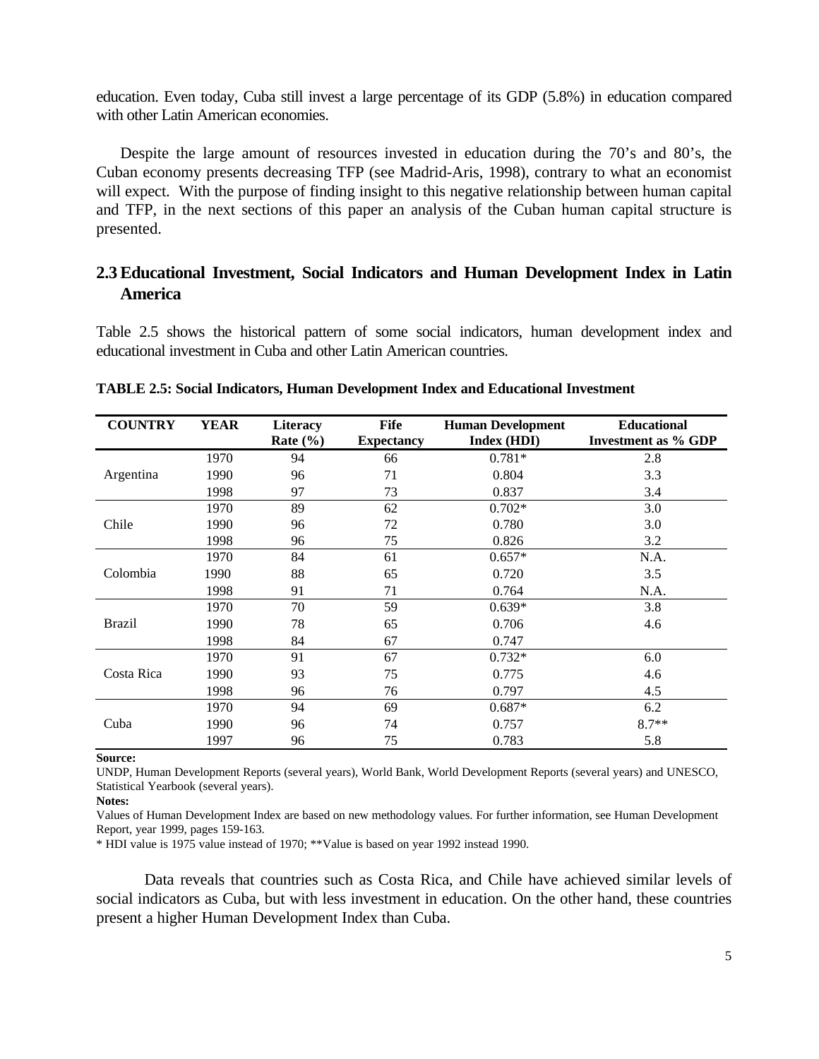education. Even today, Cuba still invest a large percentage of its GDP (5.8%) in education compared with other Latin American economies.

Despite the large amount of resources invested in education during the 70's and 80's, the Cuban economy presents decreasing TFP (see Madrid-Aris, 1998), contrary to what an economist will expect. With the purpose of finding insight to this negative relationship between human capital and TFP, in the next sections of this paper an analysis of the Cuban human capital structure is presented.

## 2.3 Educational Investment, Social Indicators and Human Development Index in Latin America

Table 2.5 shows the historical pattern of some social indicators, human development index and educational investment in Cuba and other Latin American countries.

**TABLE 2.5: Social Indicators, Human Development Index and Educational Investment**

| COUNTRY | YEAR | Literacy Rate (%) | Fife Expectancy | Human Development Index (HDI) | Educational Investment as % GDP |
|---|---|---|---|---|---|
| Argentina | 1970 | 94 | 66 | 0.781* | 2.8 |
| | 1990 | 96 | 71 | 0.804 | 3.3 |
| | 1998 | 97 | 73 | 0.837 | 3.4 |
| Chile | 1970 | 89 | 62 | 0.702* | 3.0 |
| | 1990 | 96 | 72 | 0.780 | 3.0 |
| | 1998 | 96 | 75 | 0.826 | 3.2 |
| Colombia | 1970 | 84 | 61 | 0.657* | N.A. |
| | 1990 | 88 | 65 | 0.720 | 3.5 |
| | 1998 | 91 | 71 | 0.764 | N.A. |
| Brazil | 1970 | 70 | 59 | 0.639* | 3.8 |
| | 1990 | 78 | 65 | 0.706 | 4.6 |
| | 1998 | 84 | 67 | 0.747 | |
| Costa Rica | 1970 | 91 | 67 | 0.732* | 6.0 |
| | 1990 | 93 | 75 | 0.775 | 4.6 |
| | 1998 | 96 | 76 | 0.797 | 4.5 |
| Cuba | 1970 | 94 | 69 | 0.687* | 6.2 |
| | 1990 | 96 | 74 | 0.757 | 8.7** |
| | 1997 | 96 | 75 | 0.783 | 5.8 |

**Source:**
UNDP, Human Development Reports (several years), World Bank, World Development Reports (several years) and UNESCO, Statistical Yearbook (several years).

**Notes:**
Values of Human Development Index are based on new methodology values. For further information, see Human Development Report, year 1999, pages 159-163.
* HDI value is 1975 value instead of 1970; **Value is based on year 1992 instead 1990.

Data reveals that countries such as Costa Rica, and Chile have achieved similar levels of social indicators as Cuba, but with less investment in education. On the other hand, these countries present a higher Human Development Index than Cuba.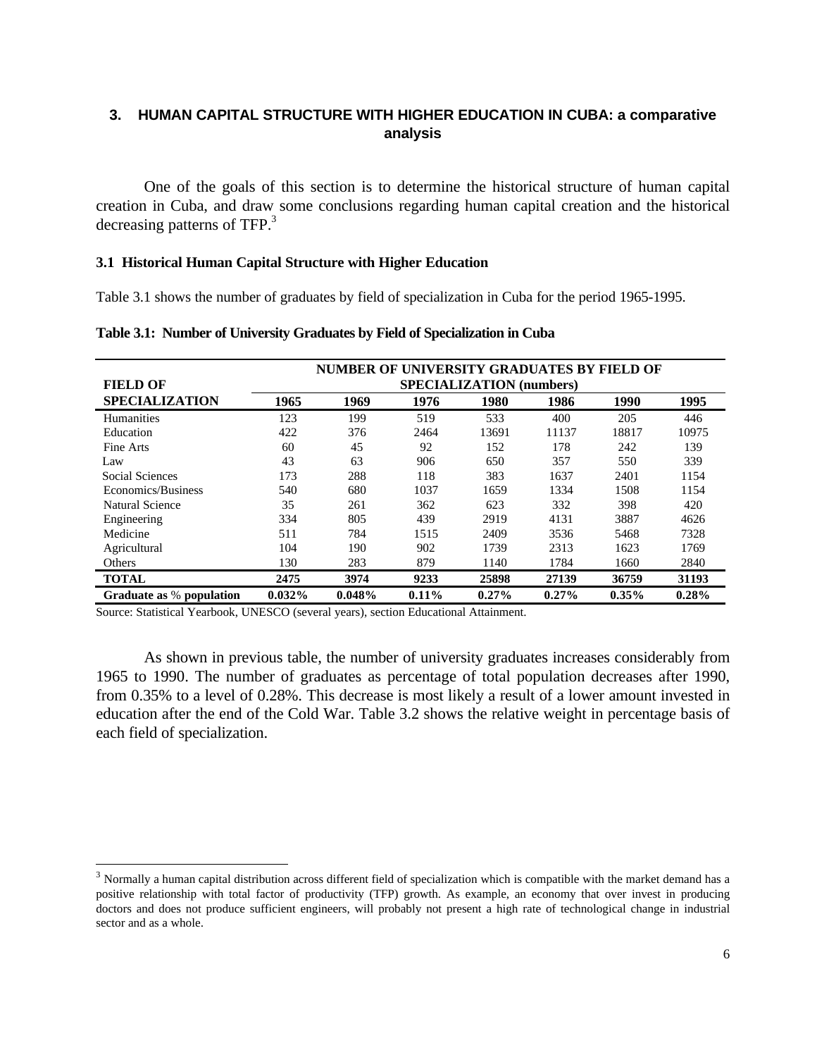## 3. HUMAN CAPITAL STRUCTURE WITH HIGHER EDUCATION IN CUBA: a comparative analysis

One of the goals of this section is to determine the historical structure of human capital creation in Cuba, and draw some conclusions regarding human capital creation and the historical decreasing patterns of TFP.[3]

### 3.1 Historical Human Capital Structure with Higher Education

Table 3.1 shows the number of graduates by field of specialization in Cuba for the period 1965-1995.

**Table 3.1: Number of University Graduates by Field of Specialization in Cuba**

| FIELD OF SPECIALIZATION | NUMBER OF UNIVERSITY GRADUATES BY FIELD OF SPECIALIZATION (numbers) | | | | | | |
|---|---|---|---|---|---|---|---|
| | 1965 | 1969 | 1976 | 1980 | 1986 | 1990 | 1995 |
| Humanities | 123 | 199 | 519 | 533 | 400 | 205 | 446 |
| Education | 422 | 376 | 2464 | 13691 | 11137 | 18817 | 10975 |
| Fine Arts | 60 | 45 | 92 | 152 | 178 | 242 | 139 |
| Law | 43 | 63 | 906 | 650 | 357 | 550 | 339 |
| Social Sciences | 173 | 288 | 118 | 383 | 1637 | 2401 | 1154 |
| Economics/Business | 540 | 680 | 1037 | 1659 | 1334 | 1508 | 1154 |
| Natural Science | 35 | 261 | 362 | 623 | 332 | 398 | 420 |
| Engineering | 334 | 805 | 439 | 2919 | 4131 | 3887 | 4626 |
| Medicine | 511 | 784 | 1515 | 2409 | 3536 | 5468 | 7328 |
| Agricultural | 104 | 190 | 902 | 1739 | 2313 | 1623 | 1769 |
| Others | 130 | 283 | 879 | 1140 | 1784 | 1660 | 2840 |
| **TOTAL** | **2475** | **3974** | **9233** | **25898** | **27139** | **36759** | **31193** |
| **Graduate as % population** | **0.032%** | **0.048%** | **0.11%** | **0.27%** | **0.27%** | **0.35%** | **0.28%** |

Source: Statistical Yearbook, UNESCO (several years), section Educational Attainment.

As shown in previous table, the number of university graduates increases considerably from 1965 to 1990. The number of graduates as percentage of total population decreases after 1990, from 0.35% to a level of 0.28%. This decrease is most likely a result of a lower amount invested in education after the end of the Cold War. Table 3.2 shows the relative weight in percentage basis of each field of specialization.

---

[3] Normally a human capital distribution across different field of specialization which is compatible with the market demand has a positive relationship with total factor of productivity (TFP) growth. As example, an economy that over invest in producing doctors and does not produce sufficient engineers, will probably not present a high rate of technological change in industrial sector and as a whole.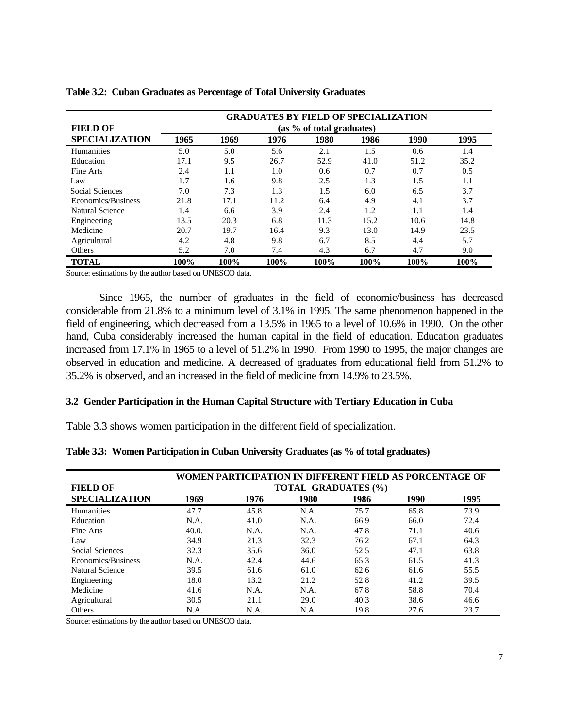**Table 3.2: Cuban Graduates as Percentage of Total University Graduates**

| FIELD OF SPECIALIZATION | GRADUATES BY FIELD OF SPECIALIZATION (as % of total graduates) | | | | | | |
|---|---|---|---|---|---|---|---|
| | **1965** | **1969** | **1976** | **1980** | **1986** | **1990** | **1995** |
| Humanities | 5.0 | 5.0 | 5.6 | 2.1 | 1.5 | 0.6 | 1.4 |
| Education | 17.1 | 9.5 | 26.7 | 52.9 | 41.0 | 51.2 | 35.2 |
| Fine Arts | 2.4 | 1.1 | 1.0 | 0.6 | 0.7 | 0.7 | 0.5 |
| Law | 1.7 | 1.6 | 9.8 | 2.5 | 1.3 | 1.5 | 1.1 |
| Social Sciences | 7.0 | 7.3 | 1.3 | 1.5 | 6.0 | 6.5 | 3.7 |
| Economics/Business | 21.8 | 17.1 | 11.2 | 6.4 | 4.9 | 4.1 | 3.7 |
| Natural Science | 1.4 | 6.6 | 3.9 | 2.4 | 1.2 | 1.1 | 1.4 |
| Engineering | 13.5 | 20.3 | 6.8 | 11.3 | 15.2 | 10.6 | 14.8 |
| Medicine | 20.7 | 19.7 | 16.4 | 9.3 | 13.0 | 14.9 | 23.5 |
| Agricultural | 4.2 | 4.8 | 9.8 | 6.7 | 8.5 | 4.4 | 5.7 |
| Others | 5.2 | 7.0 | 7.4 | 4.3 | 6.7 | 4.7 | 9.0 |
| **TOTAL** | **100%** | **100%** | **100%** | **100%** | **100%** | **100%** | **100%** |

Source: estimations by the author based on UNESCO data.

Since 1965, the number of graduates in the field of economic/business has decreased considerable from 21.8% to a minimum level of 3.1% in 1995. The same phenomenon happened in the field of engineering, which decreased from a 13.5% in 1965 to a level of 10.6% in 1990. On the other hand, Cuba considerably increased the human capital in the field of education. Education graduates increased from 17.1% in 1965 to a level of 51.2% in 1990. From 1990 to 1995, the major changes are observed in education and medicine. A decreased of graduates from educational field from 51.2% to 35.2% is observed, and an increased in the field of medicine from 14.9% to 23.5%.

### 3.2 Gender Participation in the Human Capital Structure with Tertiary Education in Cuba

Table 3.3 shows women participation in the different field of specialization.

**Table 3.3: Women Participation in Cuban University Graduates (as % of total graduates)**

| FIELD OF SPECIALIZATION | WOMEN PARTICIPATION IN DIFFERENT FIELD AS PORCENTAGE OF TOTAL GRADUATES (%) | | | | | |
|---|---|---|---|---|---|---|
| | **1969** | **1976** | **1980** | **1986** | **1990** | **1995** |
| Humanities | 47.7 | 45.8 | N.A. | 75.7 | 65.8 | 73.9 |
| Education | N.A. | 41.0 | N.A. | 66.9 | 66.0 | 72.4 |
| Fine Arts | 40.0. | N.A. | N.A. | 47.8 | 71.1 | 40.6 |
| Law | 34.9 | 21.3 | 32.3 | 76.2 | 67.1 | 64.3 |
| Social Sciences | 32.3 | 35.6 | 36.0 | 52.5 | 47.1 | 63.8 |
| Economics/Business | N.A. | 42.4 | 44.6 | 65.3 | 61.5 | 41.3 |
| Natural Science | 39.5 | 61.6 | 61.0 | 62.6 | 61.6 | 55.5 |
| Engineering | 18.0 | 13.2 | 21.2 | 52.8 | 41.2 | 39.5 |
| Medicine | 41.6 | N.A. | N.A. | 67.8 | 58.8 | 70.4 |
| Agricultural | 30.5 | 21.1 | 29.0 | 40.3 | 38.6 | 46.6 |
| Others | N.A. | N.A. | N.A. | 19.8 | 27.6 | 23.7 |

Source: estimations by the author based on UNESCO data.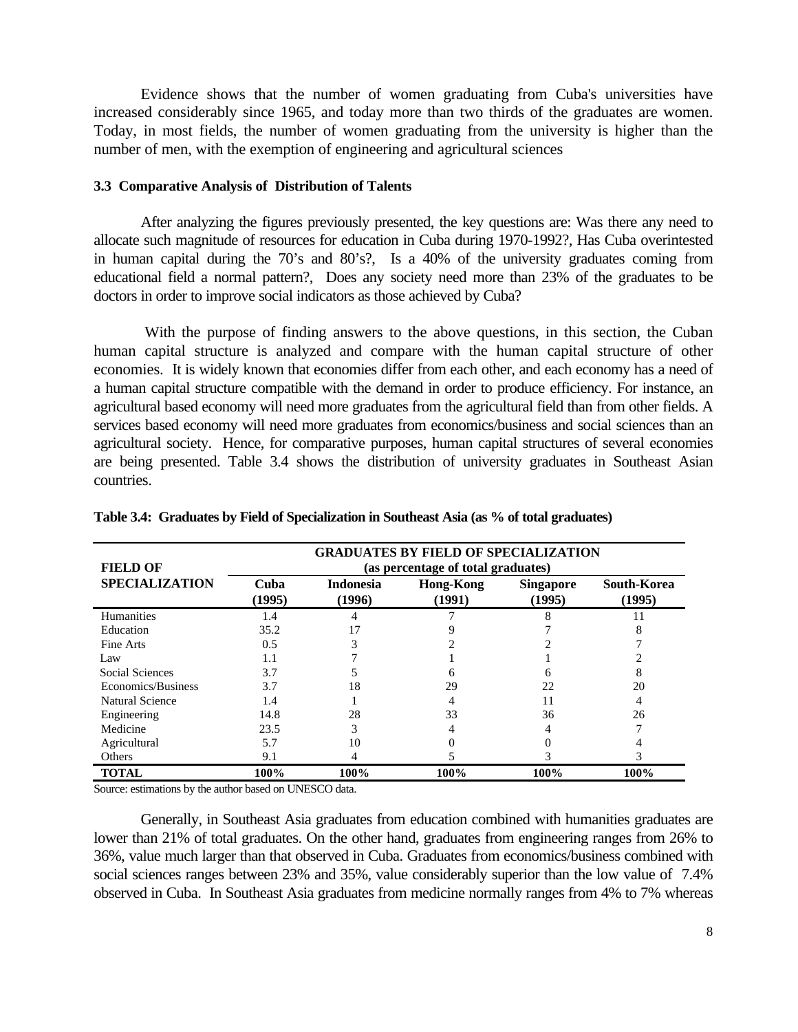Evidence shows that the number of women graduating from Cuba's universities have increased considerably since 1965, and today more than two thirds of the graduates are women. Today, in most fields, the number of women graduating from the university is higher than the number of men, with the exemption of engineering and agricultural sciences

### 3.3 Comparative Analysis of Distribution of Talents

After analyzing the figures previously presented, the key questions are: Was there any need to allocate such magnitude of resources for education in Cuba during 1970-1992?, Has Cuba overintested in human capital during the 70's and 80's?, Is a 40% of the university graduates coming from educational field a normal pattern?, Does any society need more than 23% of the graduates to be doctors in order to improve social indicators as those achieved by Cuba?

With the purpose of finding answers to the above questions, in this section, the Cuban human capital structure is analyzed and compare with the human capital structure of other economies. It is widely known that economies differ from each other, and each economy has a need of a human capital structure compatible with the demand in order to produce efficiency. For instance, an agricultural based economy will need more graduates from the agricultural field than from other fields. A services based economy will need more graduates from economics/business and social sciences than an agricultural society. Hence, for comparative purposes, human capital structures of several economies are being presented. Table 3.4 shows the distribution of university graduates in Southeast Asian countries.

**Table 3.4: Graduates by Field of Specialization in Southeast Asia (as % of total graduates)**

| FIELD OF SPECIALIZATION | GRADUATES BY FIELD OF SPECIALIZATION (as percentage of total graduates) | | | | |
|---|---|---|---|---|---|
| | Cuba (1995) | Indonesia (1996) | Hong-Kong (1991) | Singapore (1995) | South-Korea (1995) |
| Humanities | 1.4 | 4 | 7 | 8 | 11 |
| Education | 35.2 | 17 | 9 | 7 | 8 |
| Fine Arts | 0.5 | 3 | 2 | 2 | 7 |
| Law | 1.1 | 7 | 1 | 1 | 2 |
| Social Sciences | 3.7 | 5 | 6 | 6 | 8 |
| Economics/Business | 3.7 | 18 | 29 | 22 | 20 |
| Natural Science | 1.4 | 1 | 4 | 11 | 4 |
| Engineering | 14.8 | 28 | 33 | 36 | 26 |
| Medicine | 23.5 | 3 | 4 | 4 | 7 |
| Agricultural | 5.7 | 10 | 0 | 0 | 4 |
| Others | 9.1 | 4 | 5 | 3 | 3 |
| **TOTAL** | **100%** | **100%** | **100%** | **100%** | **100%** |

Source: estimations by the author based on UNESCO data.

Generally, in Southeast Asia graduates from education combined with humanities graduates are lower than 21% of total graduates. On the other hand, graduates from engineering ranges from 26% to 36%, value much larger than that observed in Cuba. Graduates from economics/business combined with social sciences ranges between 23% and 35%, value considerably superior than the low value of 7.4% observed in Cuba. In Southeast Asia graduates from medicine normally ranges from 4% to 7% whereas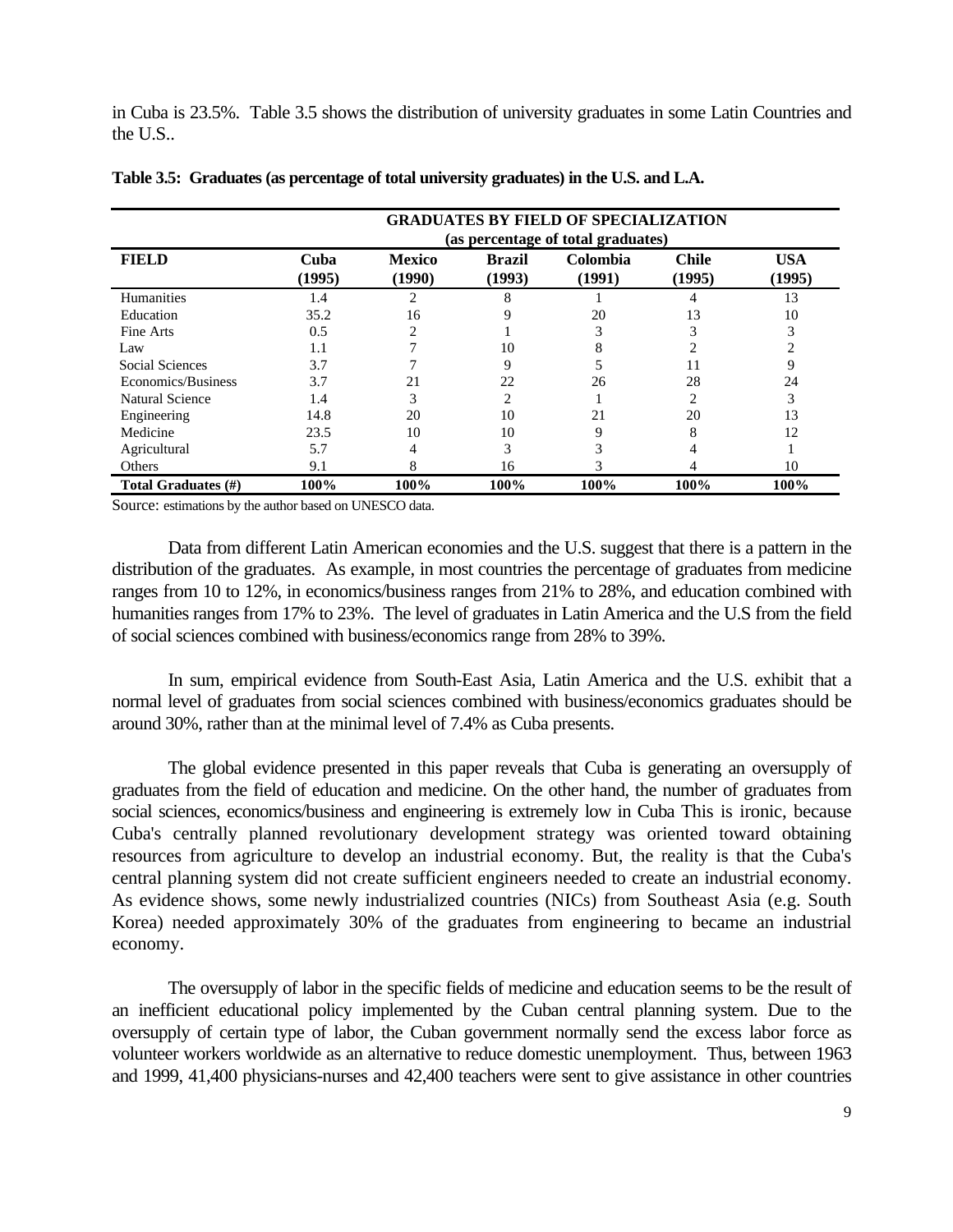in Cuba is 23.5%. Table 3.5 shows the distribution of university graduates in some Latin Countries and the U.S..

**Table 3.5: Graduates (as percentage of total university graduates) in the U.S. and L.A.**

| | GRADUATES BY FIELD OF SPECIALIZATION (as percentage of total graduates) | | | | | |
|---|---|---|---|---|---|---|
| **FIELD** | **Cuba (1995)** | **Mexico (1990)** | **Brazil (1993)** | **Colombia (1991)** | **Chile (1995)** | **USA (1995)** |
| Humanities | 1.4 | 2 | 8 | 1 | 4 | 13 |
| Education | 35.2 | 16 | 9 | 20 | 13 | 10 |
| Fine Arts | 0.5 | 2 | 1 | 3 | 3 | 3 |
| Law | 1.1 | 7 | 10 | 8 | 2 | 2 |
| Social Sciences | 3.7 | 7 | 9 | 5 | 11 | 9 |
| Economics/Business | 3.7 | 21 | 22 | 26 | 28 | 24 |
| Natural Science | 1.4 | 3 | 2 | 1 | 2 | 3 |
| Engineering | 14.8 | 20 | 10 | 21 | 20 | 13 |
| Medicine | 23.5 | 10 | 10 | 9 | 8 | 12 |
| Agricultural | 5.7 | 4 | 3 | 3 | 4 | 1 |
| Others | 9.1 | 8 | 16 | 3 | 4 | 10 |
| **Total Graduates (#)** | **100%** | **100%** | **100%** | **100%** | **100%** | **100%** |

Source: estimations by the author based on UNESCO data.

Data from different Latin American economies and the U.S. suggest that there is a pattern in the distribution of the graduates. As example, in most countries the percentage of graduates from medicine ranges from 10 to 12%, in economics/business ranges from 21% to 28%, and education combined with humanities ranges from 17% to 23%. The level of graduates in Latin America and the U.S from the field of social sciences combined with business/economics range from 28% to 39%.

In sum, empirical evidence from South-East Asia, Latin America and the U.S. exhibit that a normal level of graduates from social sciences combined with business/economics graduates should be around 30%, rather than at the minimal level of 7.4% as Cuba presents.

The global evidence presented in this paper reveals that Cuba is generating an oversupply of graduates from the field of education and medicine. On the other hand, the number of graduates from social sciences, economics/business and engineering is extremely low in Cuba This is ironic, because Cuba's centrally planned revolutionary development strategy was oriented toward obtaining resources from agriculture to develop an industrial economy. But, the reality is that the Cuba's central planning system did not create sufficient engineers needed to create an industrial economy. As evidence shows, some newly industrialized countries (NICs) from Southeast Asia (e.g. South Korea) needed approximately 30% of the graduates from engineering to became an industrial economy.

The oversupply of labor in the specific fields of medicine and education seems to be the result of an inefficient educational policy implemented by the Cuban central planning system. Due to the oversupply of certain type of labor, the Cuban government normally send the excess labor force as volunteer workers worldwide as an alternative to reduce domestic unemployment. Thus, between 1963 and 1999, 41,400 physicians-nurses and 42,400 teachers were sent to give assistance in other countries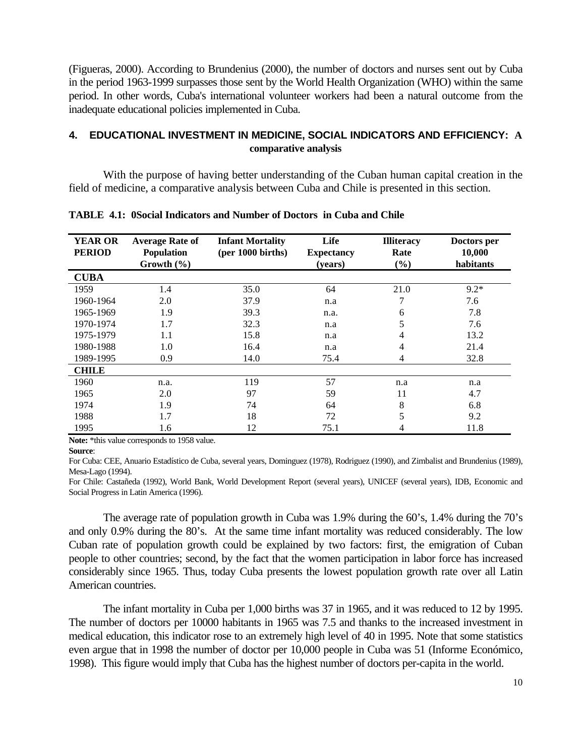(Figueras, 2000). According to Brundenius (2000), the number of doctors and nurses sent out by Cuba in the period 1963-1999 surpasses those sent by the World Health Organization (WHO) within the same period. In other words, Cuba's international volunteer workers had been a natural outcome from the inadequate educational policies implemented in Cuba.

## 4. EDUCATIONAL INVESTMENT IN MEDICINE, SOCIAL INDICATORS AND EFFICIENCY: A comparative analysis

With the purpose of having better understanding of the Cuban human capital creation in the field of medicine, a comparative analysis between Cuba and Chile is presented in this section.

**TABLE 4.1: 0Social Indicators and Number of Doctors in Cuba and Chile**

| YEAR OR PERIOD | Average Rate of Population Growth (%) | Infant Mortality (per 1000 births) | Life Expectancy (years) | Illiteracy Rate (%) | Doctors per 10,000 habitants |
|---|---|---|---|---|---|
| **CUBA** | | | | | |
| 1959 | 1.4 | 35.0 | 64 | 21.0 | 9.2* |
| 1960-1964 | 2.0 | 37.9 | n.a | 7 | 7.6 |
| 1965-1969 | 1.9 | 39.3 | n.a. | 6 | 7.8 |
| 1970-1974 | 1.7 | 32.3 | n.a | 5 | 7.6 |
| 1975-1979 | 1.1 | 15.8 | n.a | 4 | 13.2 |
| 1980-1988 | 1.0 | 16.4 | n.a | 4 | 21.4 |
| 1989-1995 | 0.9 | 14.0 | 75.4 | 4 | 32.8 |
| **CHILE** | | | | | |
| 1960 | n.a. | 119 | 57 | n.a | n.a |
| 1965 | 2.0 | 97 | 59 | 11 | 4.7 |
| 1974 | 1.9 | 74 | 64 | 8 | 6.8 |
| 1988 | 1.7 | 18 | 72 | 5 | 9.2 |
| 1995 | 1.6 | 12 | 75.1 | 4 | 11.8 |

**Note:** *this value corresponds to 1958 value.

**Source**:

For Cuba: CEE, Anuario Estadístico de Cuba, several years, Dominguez (1978), Rodriguez (1990), and Zimbalist and Brundenius (1989), Mesa-Lago (1994).

For Chile: Castañeda (1992), World Bank, World Development Report (several years), UNICEF (several years), IDB, Economic and Social Progress in Latin America (1996).

The average rate of population growth in Cuba was 1.9% during the 60's, 1.4% during the 70's and only 0.9% during the 80's. At the same time infant mortality was reduced considerably. The low Cuban rate of population growth could be explained by two factors: first, the emigration of Cuban people to other countries; second, by the fact that the women participation in labor force has increased considerably since 1965. Thus, today Cuba presents the lowest population growth rate over all Latin American countries.

The infant mortality in Cuba per 1,000 births was 37 in 1965, and it was reduced to 12 by 1995. The number of doctors per 10000 habitants in 1965 was 7.5 and thanks to the increased investment in medical education, this indicator rose to an extremely high level of 40 in 1995. Note that some statistics even argue that in 1998 the number of doctor per 10,000 people in Cuba was 51 (Informe Económico, 1998). This figure would imply that Cuba has the highest number of doctors per-capita in the world.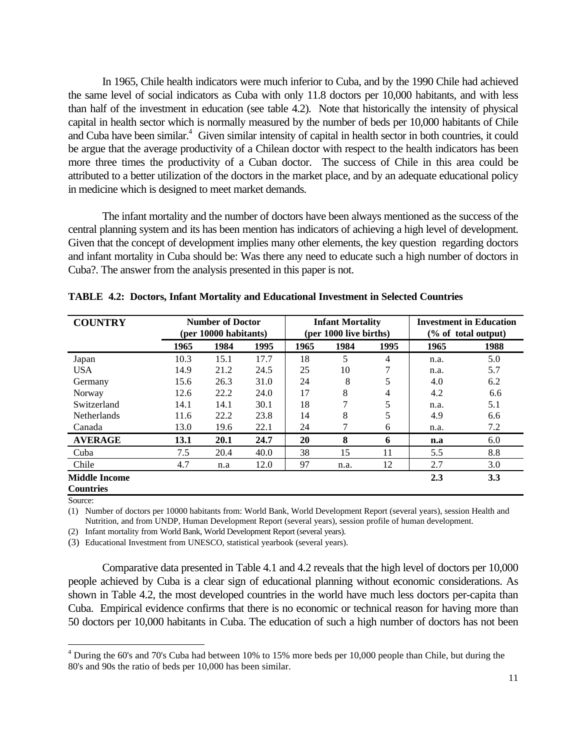In 1965, Chile health indicators were much inferior to Cuba, and by the 1990 Chile had achieved the same level of social indicators as Cuba with only 11.8 doctors per 10,000 habitants, and with less than half of the investment in education (see table 4.2). Note that historically the intensity of physical capital in health sector which is normally measured by the number of beds per 10,000 habitants of Chile and Cuba have been similar.[4] Given similar intensity of capital in health sector in both countries, it could be argue that the average productivity of a Chilean doctor with respect to the health indicators has been more three times the productivity of a Cuban doctor. The success of Chile in this area could be attributed to a better utilization of the doctors in the market place, and by an adequate educational policy in medicine which is designed to meet market demands.

The infant mortality and the number of doctors have been always mentioned as the success of the central planning system and its has been mention has indicators of achieving a high level of development. Given that the concept of development implies many other elements, the key question regarding doctors and infant mortality in Cuba should be: Was there any need to educate such a high number of doctors in Cuba?. The answer from the analysis presented in this paper is not.

**TABLE 4.2: Doctors, Infant Mortality and Educational Investment in Selected Countries**

| COUNTRY | Number of Doctor (per 10000 habitants) | | | Infant Mortality (per 1000 live births) | | | Investment in Education (% of total output) | |
|---|---|---|---|---|---|---|---|---|
| | 1965 | 1984 | 1995 | 1965 | 1984 | 1995 | 1965 | 1988 |
| Japan | 10.3 | 15.1 | 17.7 | 18 | 5 | 4 | n.a. | 5.0 |
| USA | 14.9 | 21.2 | 24.5 | 25 | 10 | 7 | n.a. | 5.7 |
| Germany | 15.6 | 26.3 | 31.0 | 24 | 8 | 5 | 4.0 | 6.2 |
| Norway | 12.6 | 22.2 | 24.0 | 17 | 8 | 4 | 4.2 | 6.6 |
| Switzerland | 14.1 | 14.1 | 30.1 | 18 | 7 | 5 | n.a. | 5.1 |
| Netherlands | 11.6 | 22.2 | 23.8 | 14 | 8 | 5 | 4.9 | 6.6 |
| Canada | 13.0 | 19.6 | 22.1 | 24 | 7 | 6 | n.a. | 7.2 |
| **AVERAGE** | **13.1** | **20.1** | **24.7** | **20** | **8** | **6** | **n.a** | 6.0 |
| Cuba | 7.5 | 20.4 | 40.0 | 38 | 15 | 11 | 5.5 | 8.8 |
| Chile | 4.7 | n.a | 12.0 | 97 | n.a. | 12 | 2.7 | 3.0 |
| **Middle Income Countries** | | | | | | | **2.3** | **3.3** |

Source:

(1) Number of doctors per 10000 habitants from: World Bank, World Development Report (several years), session Health and Nutrition, and from UNDP, Human Development Report (several years), session profile of human development.

(2) Infant mortality from World Bank, World Development Report (several years).

(3) Educational Investment from UNESCO, statistical yearbook (several years).

Comparative data presented in Table 4.1 and 4.2 reveals that the high level of doctors per 10,000 people achieved by Cuba is a clear sign of educational planning without economic considerations. As shown in Table 4.2, the most developed countries in the world have much less doctors per-capita than Cuba. Empirical evidence confirms that there is no economic or technical reason for having more than 50 doctors per 10,000 habitants in Cuba. The education of such a high number of doctors has not been

[4] During the 60's and 70's Cuba had between 10% to 15% more beds per 10,000 people than Chile, but during the 80's and 90s the ratio of beds per 10,000 has been similar.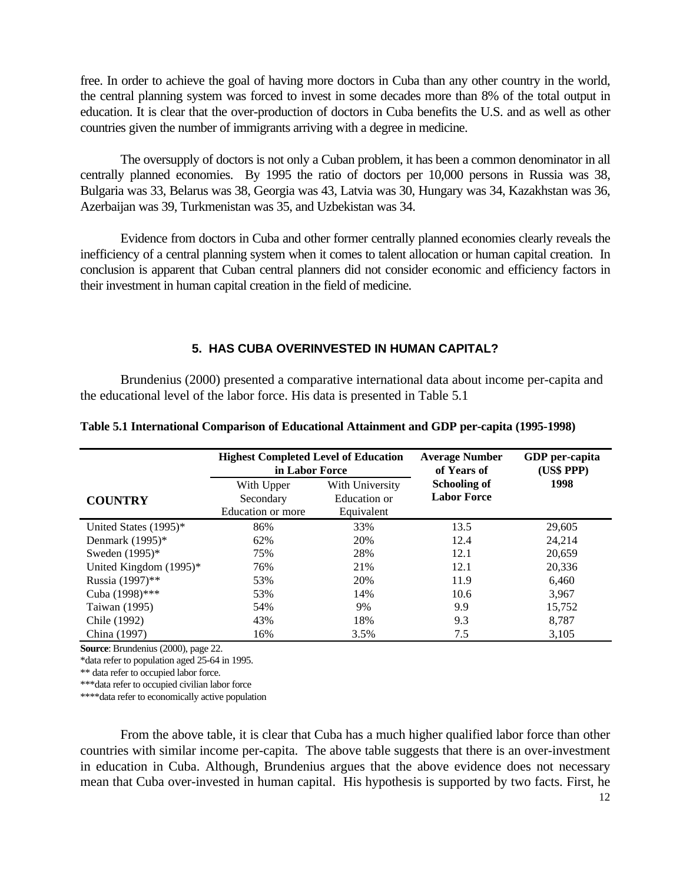free. In order to achieve the goal of having more doctors in Cuba than any other country in the world, the central planning system was forced to invest in some decades more than 8% of the total output in education. It is clear that the over-production of doctors in Cuba benefits the U.S. and as well as other countries given the number of immigrants arriving with a degree in medicine.

The oversupply of doctors is not only a Cuban problem, it has been a common denominator in all centrally planned economies. By 1995 the ratio of doctors per 10,000 persons in Russia was 38, Bulgaria was 33, Belarus was 38, Georgia was 43, Latvia was 30, Hungary was 34, Kazakhstan was 36, Azerbaijan was 39, Turkmenistan was 35, and Uzbekistan was 34.

Evidence from doctors in Cuba and other former centrally planned economies clearly reveals the inefficiency of a central planning system when it comes to talent allocation or human capital creation. In conclusion is apparent that Cuban central planners did not consider economic and efficiency factors in their investment in human capital creation in the field of medicine.

## 5. HAS CUBA OVERINVESTED IN HUMAN CAPITAL?

Brundenius (2000) presented a comparative international data about income per-capita and the educational level of the labor force. His data is presented in Table 5.1

**Table 5.1 International Comparison of Educational Attainment and GDP per-capita (1995-1998)**

| COUNTRY | Highest Completed Level of Education in Labor Force | | Average Number of Years of Schooling of Labor Force | GDP per-capita (US$ PPP) 1998 |
|---|---|---|---|---|
| | With Upper Secondary Education or more | With University Education or Equivalent | | |
| United States (1995)* | 86% | 33% | 13.5 | 29,605 |
| Denmark (1995)* | 62% | 20% | 12.4 | 24,214 |
| Sweden (1995)* | 75% | 28% | 12.1 | 20,659 |
| United Kingdom (1995)* | 76% | 21% | 12.1 | 20,336 |
| Russia (1997)** | 53% | 20% | 11.9 | 6,460 |
| Cuba (1998)*** | 53% | 14% | 10.6 | 3,967 |
| Taiwan (1995) | 54% | 9% | 9.9 | 15,752 |
| Chile (1992) | 43% | 18% | 9.3 | 8,787 |
| China (1997) | 16% | 3.5% | 7.5 | 3,105 |

**Source**: Brundenius (2000), page 22.
*data refer to population aged 25-64 in 1995.
** data refer to occupied labor force.
***data refer to occupied civilian labor force
****data refer to economically active population

From the above table, it is clear that Cuba has a much higher qualified labor force than other countries with similar income per-capita. The above table suggests that there is an over-investment in education in Cuba. Although, Brundenius argues that the above evidence does not necessary mean that Cuba over-invested in human capital. His hypothesis is supported by two facts. First, he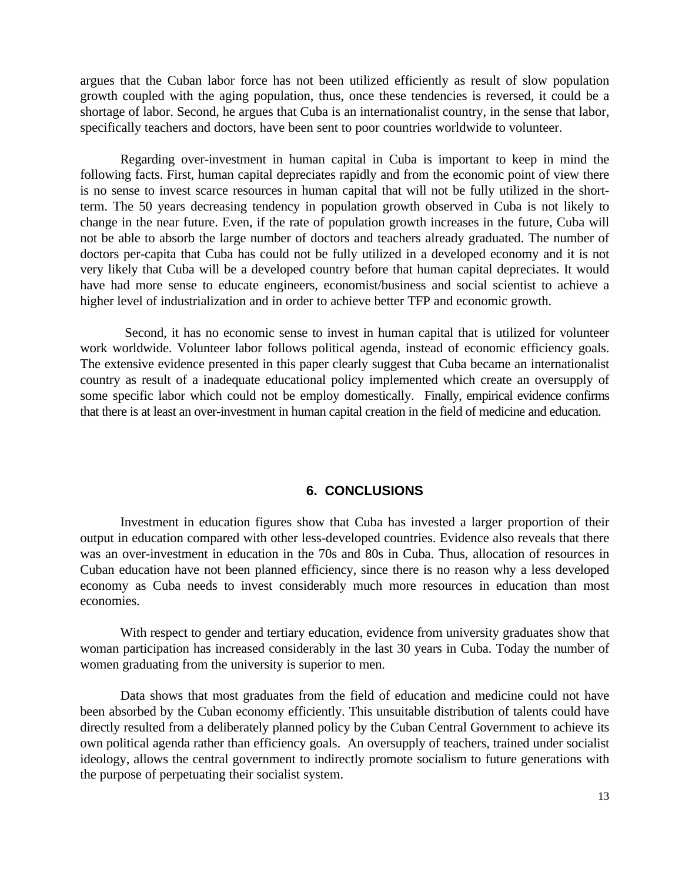argues that the Cuban labor force has not been utilized efficiently as result of slow population growth coupled with the aging population, thus, once these tendencies is reversed, it could be a shortage of labor. Second, he argues that Cuba is an internationalist country, in the sense that labor, specifically teachers and doctors, have been sent to poor countries worldwide to volunteer.

Regarding over-investment in human capital in Cuba is important to keep in mind the following facts. First, human capital depreciates rapidly and from the economic point of view there is no sense to invest scarce resources in human capital that will not be fully utilized in the short-term. The 50 years decreasing tendency in population growth observed in Cuba is not likely to change in the near future. Even, if the rate of population growth increases in the future, Cuba will not be able to absorb the large number of doctors and teachers already graduated. The number of doctors per-capita that Cuba has could not be fully utilized in a developed economy and it is not very likely that Cuba will be a developed country before that human capital depreciates. It would have had more sense to educate engineers, economist/business and social scientist to achieve a higher level of industrialization and in order to achieve better TFP and economic growth.

Second, it has no economic sense to invest in human capital that is utilized for volunteer work worldwide. Volunteer labor follows political agenda, instead of economic efficiency goals. The extensive evidence presented in this paper clearly suggest that Cuba became an internationalist country as result of a inadequate educational policy implemented which create an oversupply of some specific labor which could not be employ domestically. Finally, empirical evidence confirms that there is at least an over-investment in human capital creation in the field of medicine and education.

## 6. CONCLUSIONS

Investment in education figures show that Cuba has invested a larger proportion of their output in education compared with other less-developed countries. Evidence also reveals that there was an over-investment in education in the 70s and 80s in Cuba. Thus, allocation of resources in Cuban education have not been planned efficiency, since there is no reason why a less developed economy as Cuba needs to invest considerably much more resources in education than most economies.

With respect to gender and tertiary education, evidence from university graduates show that woman participation has increased considerably in the last 30 years in Cuba. Today the number of women graduating from the university is superior to men.

Data shows that most graduates from the field of education and medicine could not have been absorbed by the Cuban economy efficiently. This unsuitable distribution of talents could have directly resulted from a deliberately planned policy by the Cuban Central Government to achieve its own political agenda rather than efficiency goals. An oversupply of teachers, trained under socialist ideology, allows the central government to indirectly promote socialism to future generations with the purpose of perpetuating their socialist system.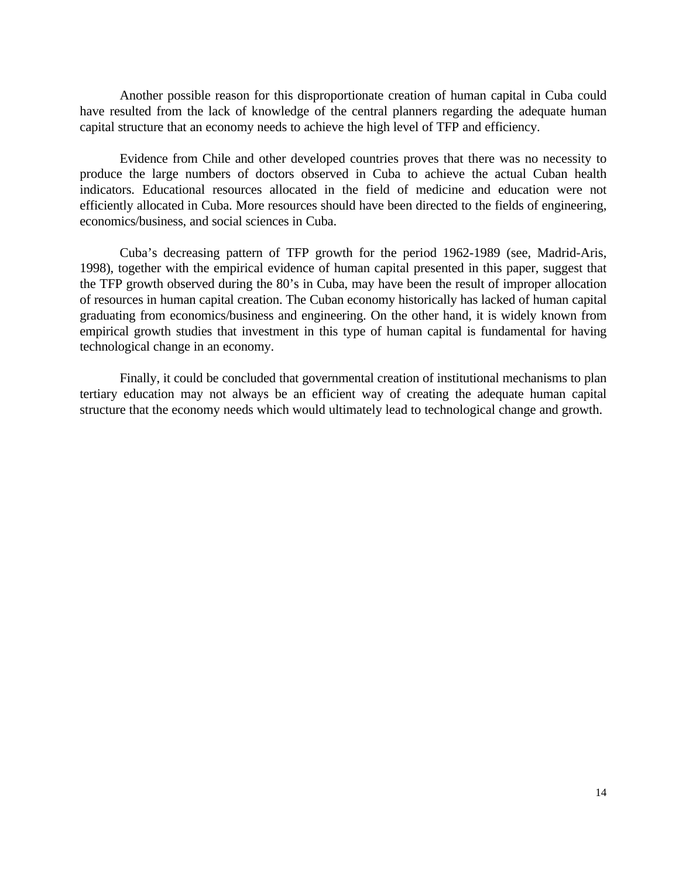Another possible reason for this disproportionate creation of human capital in Cuba could have resulted from the lack of knowledge of the central planners regarding the adequate human capital structure that an economy needs to achieve the high level of TFP and efficiency.

Evidence from Chile and other developed countries proves that there was no necessity to produce the large numbers of doctors observed in Cuba to achieve the actual Cuban health indicators. Educational resources allocated in the field of medicine and education were not efficiently allocated in Cuba. More resources should have been directed to the fields of engineering, economics/business, and social sciences in Cuba.

Cuba's decreasing pattern of TFP growth for the period 1962-1989 (see, Madrid-Aris, 1998), together with the empirical evidence of human capital presented in this paper, suggest that the TFP growth observed during the 80's in Cuba, may have been the result of improper allocation of resources in human capital creation. The Cuban economy historically has lacked of human capital graduating from economics/business and engineering. On the other hand, it is widely known from empirical growth studies that investment in this type of human capital is fundamental for having technological change in an economy.

Finally, it could be concluded that governmental creation of institutional mechanisms to plan tertiary education may not always be an efficient way of creating the adequate human capital structure that the economy needs which would ultimately lead to technological change and growth.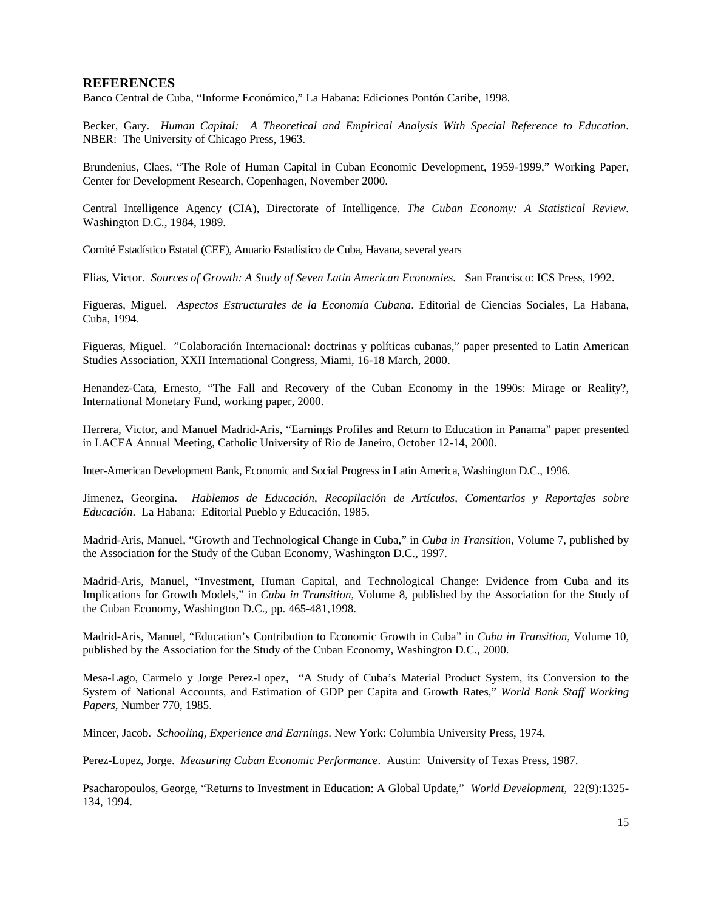## REFERENCES

Banco Central de Cuba, "Informe Económico," La Habana: Ediciones Pontón Caribe, 1998.

Becker, Gary. *Human Capital: A Theoretical and Empirical Analysis With Special Reference to Education.* NBER: The University of Chicago Press, 1963.

Brundenius, Claes, "The Role of Human Capital in Cuban Economic Development, 1959-1999," Working Paper, Center for Development Research, Copenhagen, November 2000.

Central Intelligence Agency (CIA), Directorate of Intelligence. *The Cuban Economy: A Statistical Review*. Washington D.C., 1984, 1989.

Comité Estadístico Estatal (CEE), Anuario Estadístico de Cuba, Havana, several years

Elias, Victor. *Sources of Growth: A Study of Seven Latin American Economies.* San Francisco: ICS Press, 1992.

Figueras, Miguel. *Aspectos Estructurales de la Economía Cubana*. Editorial de Ciencias Sociales, La Habana, Cuba, 1994.

Figueras, Miguel. "Colaboración Internacional: doctrinas y políticas cubanas," paper presented to Latin American Studies Association, XXII International Congress, Miami, 16-18 March, 2000.

Henandez-Cata, Ernesto, "The Fall and Recovery of the Cuban Economy in the 1990s: Mirage or Reality?, International Monetary Fund, working paper, 2000.

Herrera, Victor, and Manuel Madrid-Aris, "Earnings Profiles and Return to Education in Panama" paper presented in LACEA Annual Meeting, Catholic University of Rio de Janeiro, October 12-14, 2000.

Inter-American Development Bank, Economic and Social Progress in Latin America, Washington D.C., 1996.

Jimenez, Georgina. *Hablemos de Educación, Recopilación de Artículos, Comentarios y Reportajes sobre Educación*. La Habana: Editorial Pueblo y Educación, 1985.

Madrid-Aris, Manuel, "Growth and Technological Change in Cuba," in *Cuba in Transition*, Volume 7, published by the Association for the Study of the Cuban Economy, Washington D.C., 1997.

Madrid-Aris, Manuel, "Investment, Human Capital, and Technological Change: Evidence from Cuba and its Implications for Growth Models," in *Cuba in Transition*, Volume 8, published by the Association for the Study of the Cuban Economy, Washington D.C., pp. 465-481,1998.

Madrid-Aris, Manuel, "Education's Contribution to Economic Growth in Cuba" in *Cuba in Transition*, Volume 10, published by the Association for the Study of the Cuban Economy, Washington D.C., 2000.

Mesa-Lago, Carmelo y Jorge Perez-Lopez, "A Study of Cuba's Material Product System, its Conversion to the System of National Accounts, and Estimation of GDP per Capita and Growth Rates," *World Bank Staff Working Papers*, Number 770, 1985.

Mincer, Jacob. *Schooling, Experience and Earnings*. New York: Columbia University Press, 1974.

Perez-Lopez, Jorge. *Measuring Cuban Economic Performance*. Austin: University of Texas Press, 1987.

Psacharopoulos, George, "Returns to Investment in Education: A Global Update," *World Development,* 22(9):1325-134, 1994.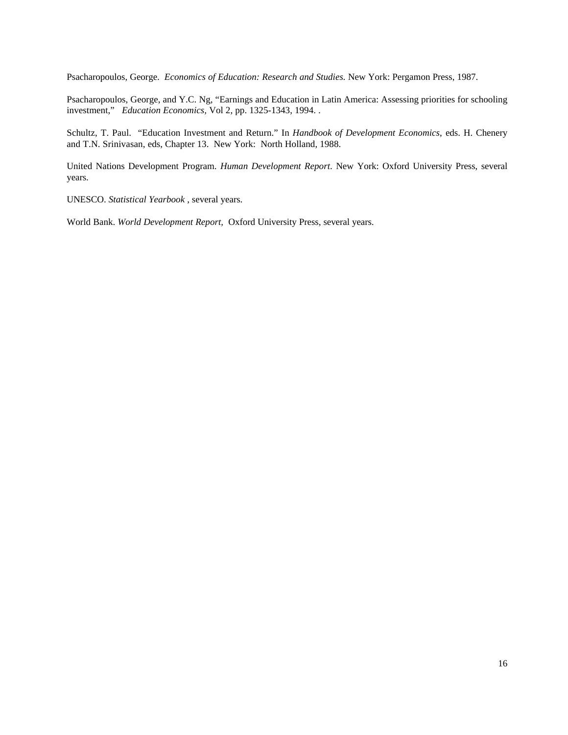Psacharopoulos, George. *Economics of Education: Research and Studies.* New York: Pergamon Press, 1987.

Psacharopoulos, George, and Y.C. Ng, "Earnings and Education in Latin America: Assessing priorities for schooling investment," *Education Economics,* Vol 2, pp. 1325-1343, 1994. .

Schultz, T. Paul. "Education Investment and Return." In *Handbook of Development Economics*, eds. H. Chenery and T.N. Srinivasan, eds, Chapter 13. New York: North Holland, 1988.

United Nations Development Program. *Human Development Report*. New York: Oxford University Press, several years.

UNESCO. *Statistical Yearbook* , several years.

World Bank. *World Development Report,* Oxford University Press, several years.